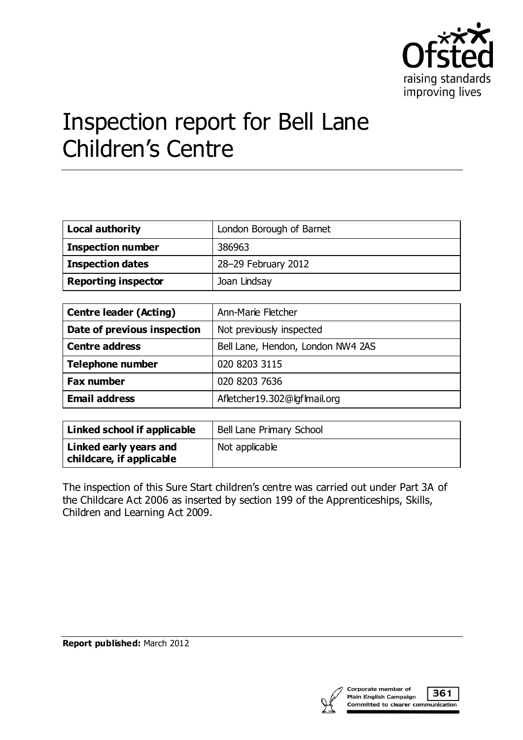Ofsted
raising standards
improving lives

# Inspection report for Bell Lane Children's Centre

| Local authority | London Borough of Barnet |
|---|---|
| Inspection number | 386963 |
| Inspection dates | 28–29 February 2012 |
| Reporting inspector | Joan Lindsay |

| Centre leader (Acting) | Ann-Marie Fletcher |
|---|---|
| Date of previous inspection | Not previously inspected |
| Centre address | Bell Lane, Hendon, London NW4 2AS |
| Telephone number | 020 8203 3115 |
| Fax number | 020 8203 7636 |
| Email address | Afletcher19.302@lgflmail.org |

| Linked school if applicable | Bell Lane Primary School |
|---|---|
| Linked early years and childcare, if applicable | Not applicable |

The inspection of this Sure Start children's centre was carried out under Part 3A of the Childcare Act 2006 as inserted by section 199 of the Apprenticeships, Skills, Children and Learning Act 2009.

**Report published:** March 2012

Corporate member of Plain English Campaign 361 Committed to clearer communication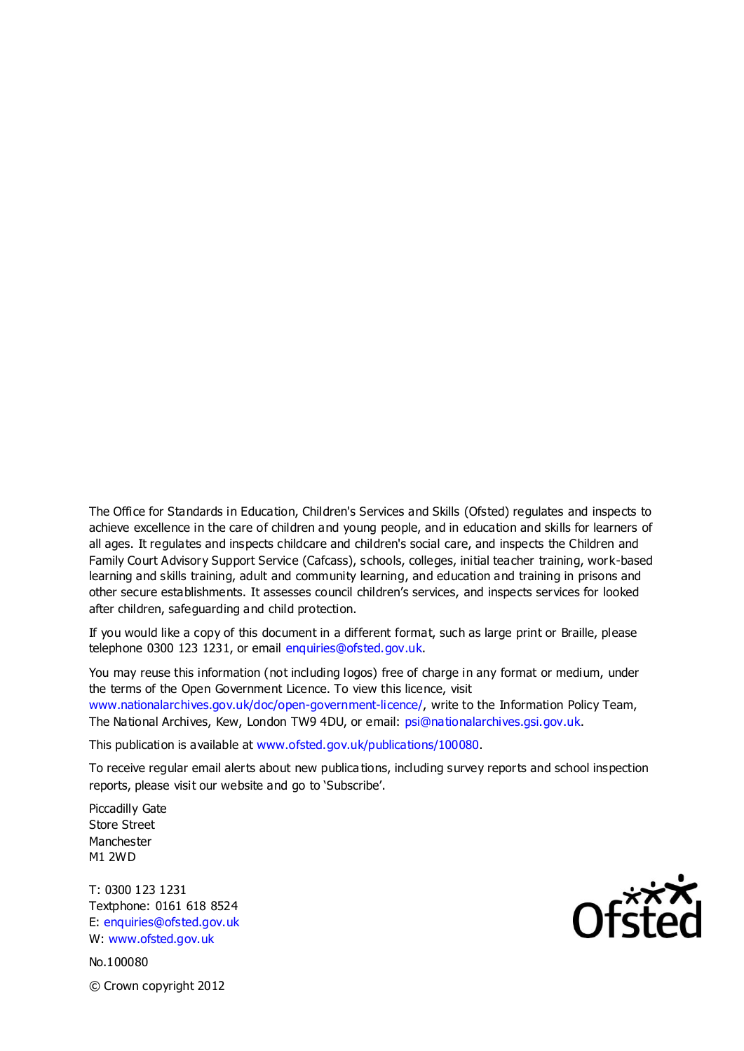The Office for Standards in Education, Children's Services and Skills (Ofsted) regulates and inspects to achieve excellence in the care of children and young people, and in education and skills for learners of all ages. It regulates and inspects childcare and children's social care, and inspects the Children and Family Court Advisory Support Service (Cafcass), schools, colleges, initial teacher training, work-based learning and skills training, adult and community learning, and education and training in prisons and other secure establishments. It assesses council children's services, and inspects services for looked after children, safeguarding and child protection.

If you would like a copy of this document in a different format, such as large print or Braille, please telephone 0300 123 1231, or email enquiries@ofsted.gov.uk.

You may reuse this information (not including logos) free of charge in any format or medium, under the terms of the Open Government Licence. To view this licence, visit www.nationalarchives.gov.uk/doc/open-government-licence/, write to the Information Policy Team, The National Archives, Kew, London TW9 4DU, or email: psi@nationalarchives.gsi.gov.uk.

This publication is available at www.ofsted.gov.uk/publications/100080.

To receive regular email alerts about new publications, including survey reports and school inspection reports, please visit our website and go to 'Subscribe'.

Piccadilly Gate
Store Street
Manchester
M1 2WD

T: 0300 123 1231
Textphone: 0161 618 8524
E: enquiries@ofsted.gov.uk
W: www.ofsted.gov.uk

No.100080

© Crown copyright 2012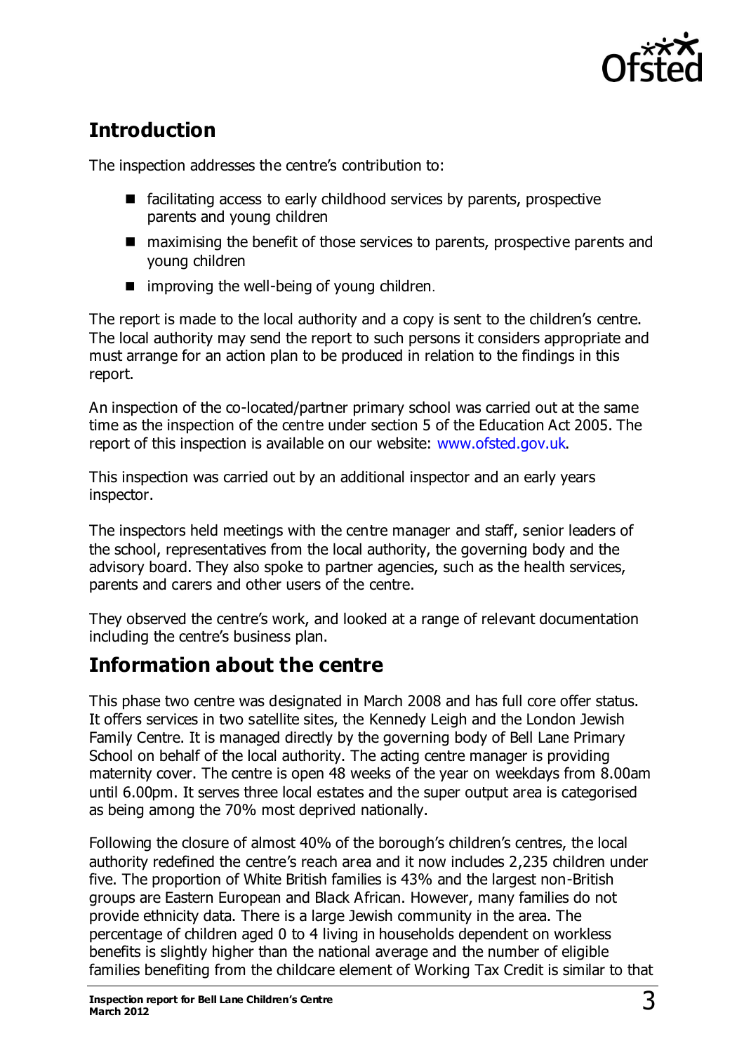## Introduction

The inspection addresses the centre's contribution to:

- facilitating access to early childhood services by parents, prospective parents and young children
- maximising the benefit of those services to parents, prospective parents and young children
- improving the well-being of young children.

The report is made to the local authority and a copy is sent to the children's centre. The local authority may send the report to such persons it considers appropriate and must arrange for an action plan to be produced in relation to the findings in this report.

An inspection of the co-located/partner primary school was carried out at the same time as the inspection of the centre under section 5 of the Education Act 2005. The report of this inspection is available on our website: www.ofsted.gov.uk.

This inspection was carried out by an additional inspector and an early years inspector.

The inspectors held meetings with the centre manager and staff, senior leaders of the school, representatives from the local authority, the governing body and the advisory board. They also spoke to partner agencies, such as the health services, parents and carers and other users of the centre.

They observed the centre's work, and looked at a range of relevant documentation including the centre's business plan.

## Information about the centre

This phase two centre was designated in March 2008 and has full core offer status. It offers services in two satellite sites, the Kennedy Leigh and the London Jewish Family Centre. It is managed directly by the governing body of Bell Lane Primary School on behalf of the local authority. The acting centre manager is providing maternity cover. The centre is open 48 weeks of the year on weekdays from 8.00am until 6.00pm. It serves three local estates and the super output area is categorised as being among the 70% most deprived nationally.

Following the closure of almost 40% of the borough's children's centres, the local authority redefined the centre's reach area and it now includes 2,235 children under five. The proportion of White British families is 43% and the largest non-British groups are Eastern European and Black African. However, many families do not provide ethnicity data. There is a large Jewish community in the area. The percentage of children aged 0 to 4 living in households dependent on workless benefits is slightly higher than the national average and the number of eligible families benefiting from the childcare element of Working Tax Credit is similar to that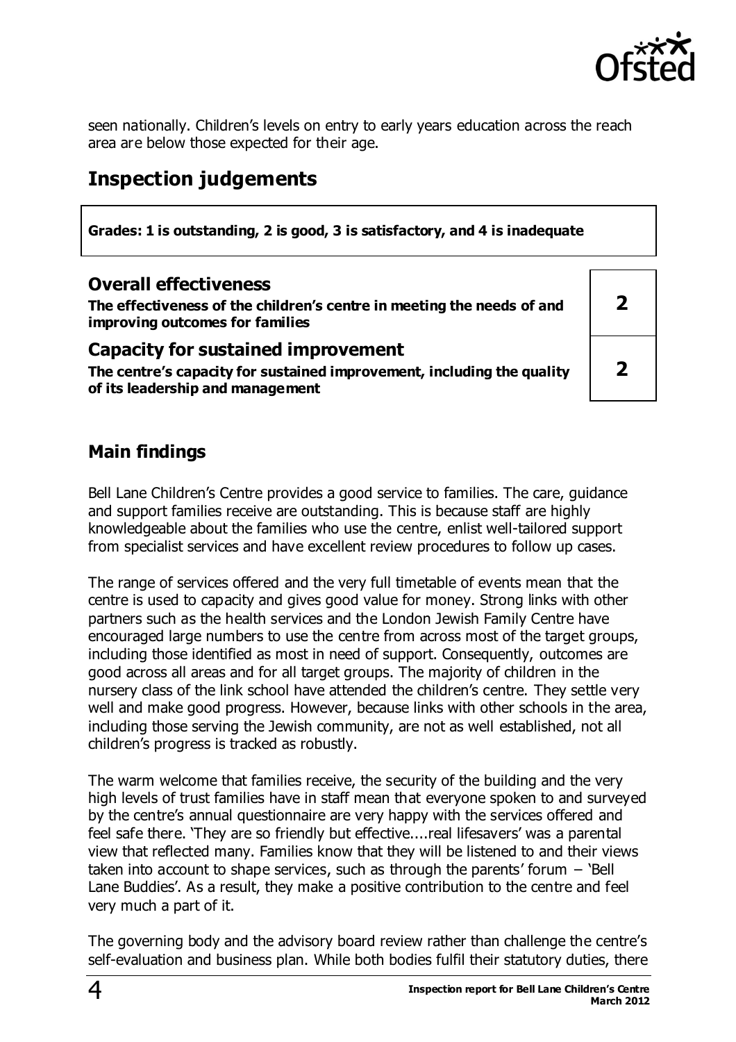seen nationally. Children's levels on entry to early years education across the reach area are below those expected for their age.

# Inspection judgements

**Grades: 1 is outstanding, 2 is good, 3 is satisfactory, and 4 is inadequate**

| | |
|---|---|
| **Overall effectiveness**<br>**The effectiveness of the children's centre in meeting the needs of and improving outcomes for families** | **2** |
| **Capacity for sustained improvement**<br>**The centre's capacity for sustained improvement, including the quality of its leadership and management** | **2** |

## Main findings

Bell Lane Children's Centre provides a good service to families. The care, guidance and support families receive are outstanding. This is because staff are highly knowledgeable about the families who use the centre, enlist well-tailored support from specialist services and have excellent review procedures to follow up cases.

The range of services offered and the very full timetable of events mean that the centre is used to capacity and gives good value for money. Strong links with other partners such as the health services and the London Jewish Family Centre have encouraged large numbers to use the centre from across most of the target groups, including those identified as most in need of support. Consequently, outcomes are good across all areas and for all target groups. The majority of children in the nursery class of the link school have attended the children's centre. They settle very well and make good progress. However, because links with other schools in the area, including those serving the Jewish community, are not as well established, not all children's progress is tracked as robustly.

The warm welcome that families receive, the security of the building and the very high levels of trust families have in staff mean that everyone spoken to and surveyed by the centre's annual questionnaire are very happy with the services offered and feel safe there. 'They are so friendly but effective....real lifesavers' was a parental view that reflected many. Families know that they will be listened to and their views taken into account to shape services, such as through the parents' forum – 'Bell Lane Buddies'. As a result, they make a positive contribution to the centre and feel very much a part of it.

The governing body and the advisory board review rather than challenge the centre's self-evaluation and business plan. While both bodies fulfil their statutory duties, there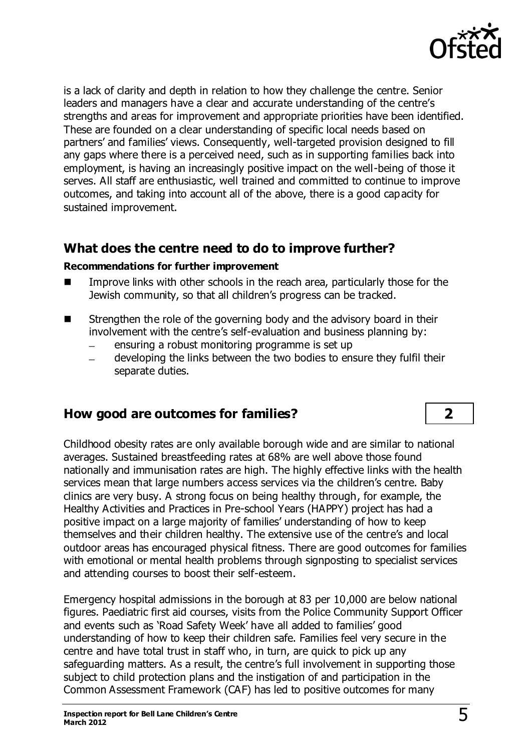is a lack of clarity and depth in relation to how they challenge the centre. Senior leaders and managers have a clear and accurate understanding of the centre's strengths and areas for improvement and appropriate priorities have been identified. These are founded on a clear understanding of specific local needs based on partners' and families' views. Consequently, well-targeted provision designed to fill any gaps where there is a perceived need, such as in supporting families back into employment, is having an increasingly positive impact on the well-being of those it serves. All staff are enthusiastic, well trained and committed to continue to improve outcomes, and taking into account all of the above, there is a good capacity for sustained improvement.

## What does the centre need to do to improve further?

**Recommendations for further improvement**

- Improve links with other schools in the reach area, particularly those for the Jewish community, so that all children's progress can be tracked.
- Strengthen the role of the governing body and the advisory board in their involvement with the centre's self-evaluation and business planning by:
  - ensuring a robust monitoring programme is set up
  - developing the links between the two bodies to ensure they fulfil their separate duties.

## How good are outcomes for families? **2**

Childhood obesity rates are only available borough wide and are similar to national averages. Sustained breastfeeding rates at 68% are well above those found nationally and immunisation rates are high. The highly effective links with the health services mean that large numbers access services via the children's centre. Baby clinics are very busy. A strong focus on being healthy through, for example, the Healthy Activities and Practices in Pre-school Years (HAPPY) project has had a positive impact on a large majority of families' understanding of how to keep themselves and their children healthy. The extensive use of the centre's and local outdoor areas has encouraged physical fitness. There are good outcomes for families with emotional or mental health problems through signposting to specialist services and attending courses to boost their self-esteem.

Emergency hospital admissions in the borough at 83 per 10,000 are below national figures. Paediatric first aid courses, visits from the Police Community Support Officer and events such as 'Road Safety Week' have all added to families' good understanding of how to keep their children safe. Families feel very secure in the centre and have total trust in staff who, in turn, are quick to pick up any safeguarding matters. As a result, the centre's full involvement in supporting those subject to child protection plans and the instigation of and participation in the Common Assessment Framework (CAF) has led to positive outcomes for many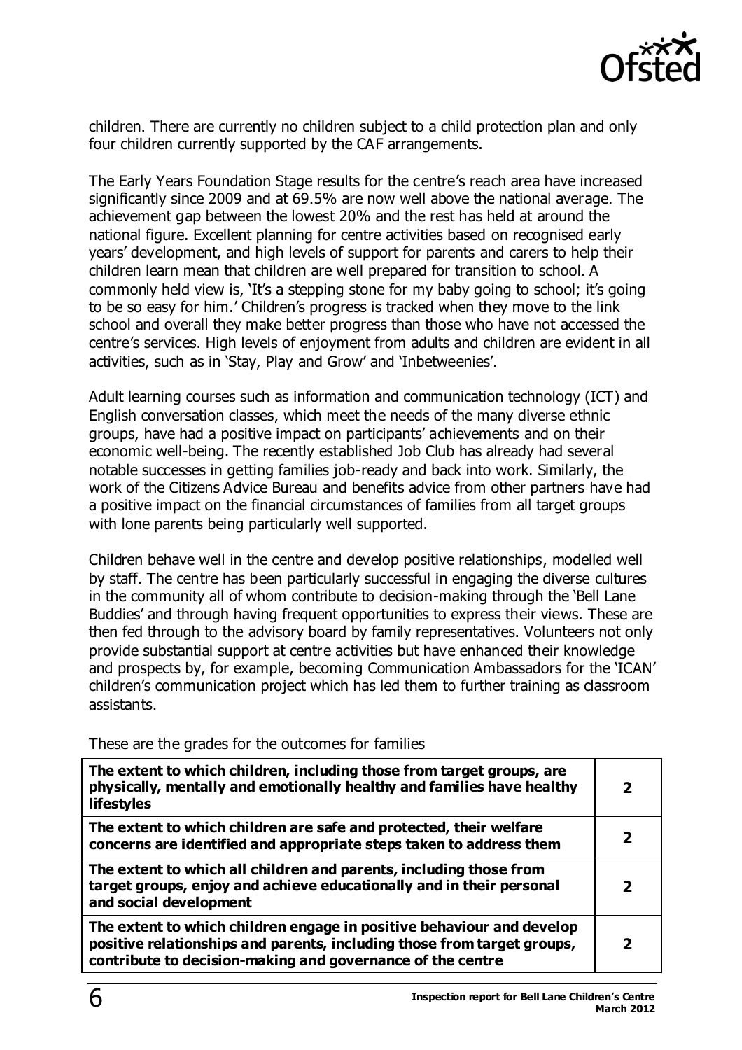children. There are currently no children subject to a child protection plan and only four children currently supported by the CAF arrangements.

The Early Years Foundation Stage results for the centre's reach area have increased significantly since 2009 and at 69.5% are now well above the national average. The achievement gap between the lowest 20% and the rest has held at around the national figure. Excellent planning for centre activities based on recognised early years' development, and high levels of support for parents and carers to help their children learn mean that children are well prepared for transition to school. A commonly held view is, 'It's a stepping stone for my baby going to school; it's going to be so easy for him.' Children's progress is tracked when they move to the link school and overall they make better progress than those who have not accessed the centre's services. High levels of enjoyment from adults and children are evident in all activities, such as in 'Stay, Play and Grow' and 'Inbetweenies'.

Adult learning courses such as information and communication technology (ICT) and English conversation classes, which meet the needs of the many diverse ethnic groups, have had a positive impact on participants' achievements and on their economic well-being. The recently established Job Club has already had several notable successes in getting families job-ready and back into work. Similarly, the work of the Citizens Advice Bureau and benefits advice from other partners have had a positive impact on the financial circumstances of families from all target groups with lone parents being particularly well supported.

Children behave well in the centre and develop positive relationships, modelled well by staff. The centre has been particularly successful in engaging the diverse cultures in the community all of whom contribute to decision-making through the 'Bell Lane Buddies' and through having frequent opportunities to express their views. These are then fed through to the advisory board by family representatives. Volunteers not only provide substantial support at centre activities but have enhanced their knowledge and prospects by, for example, becoming Communication Ambassadors for the 'ICAN' children's communication project which has led them to further training as classroom assistants.

These are the grades for the outcomes for families

| | |
|---|---|
| **The extent to which children, including those from target groups, are physically, mentally and emotionally healthy and families have healthy lifestyles** | **2** |
| **The extent to which children are safe and protected, their welfare concerns are identified and appropriate steps taken to address them** | **2** |
| **The extent to which all children and parents, including those from target groups, enjoy and achieve educationally and in their personal and social development** | **2** |
| **The extent to which children engage in positive behaviour and develop positive relationships and parents, including those from target groups, contribute to decision-making and governance of the centre** | **2** |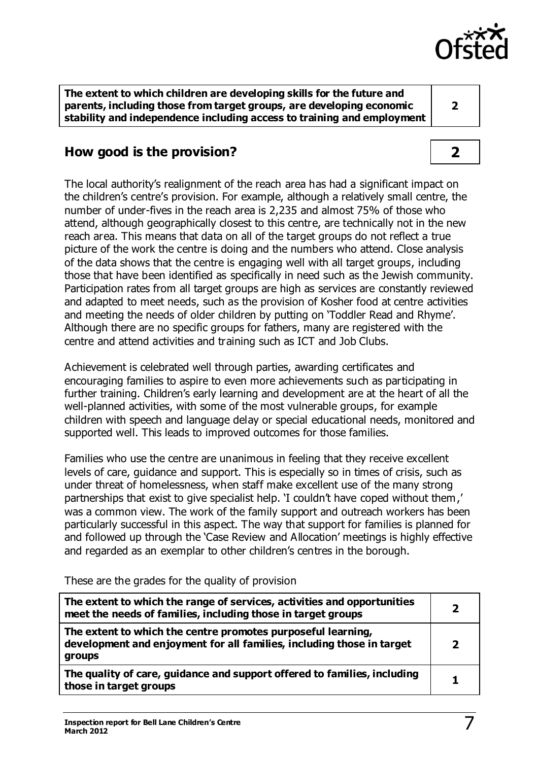| The extent to which children are developing skills for the future and parents, including those from target groups, are developing economic stability and independence including access to training and employment | 2 |
|---|---|

## How good is the provision? **2**

The local authority's realignment of the reach area has had a significant impact on the children's centre's provision. For example, although a relatively small centre, the number of under-fives in the reach area is 2,235 and almost 75% of those who attend, although geographically closest to this centre, are technically not in the new reach area. This means that data on all of the target groups do not reflect a true picture of the work the centre is doing and the numbers who attend. Close analysis of the data shows that the centre is engaging well with all target groups, including those that have been identified as specifically in need such as the Jewish community. Participation rates from all target groups are high as services are constantly reviewed and adapted to meet needs, such as the provision of Kosher food at centre activities and meeting the needs of older children by putting on 'Toddler Read and Rhyme'. Although there are no specific groups for fathers, many are registered with the centre and attend activities and training such as ICT and Job Clubs.

Achievement is celebrated well through parties, awarding certificates and encouraging families to aspire to even more achievements such as participating in further training. Children's early learning and development are at the heart of all the well-planned activities, with some of the most vulnerable groups, for example children with speech and language delay or special educational needs, monitored and supported well. This leads to improved outcomes for those families.

Families who use the centre are unanimous in feeling that they receive excellent levels of care, guidance and support. This is especially so in times of crisis, such as under threat of homelessness, when staff make excellent use of the many strong partnerships that exist to give specialist help. 'I couldn't have coped without them,' was a common view. The work of the family support and outreach workers has been particularly successful in this aspect. The way that support for families is planned for and followed up through the 'Case Review and Allocation' meetings is highly effective and regarded as an exemplar to other children's centres in the borough.

These are the grades for the quality of provision

| The extent to which the range of services, activities and opportunities meet the needs of families, including those in target groups | 2 |
|---|---|
| The extent to which the centre promotes purposeful learning, development and enjoyment for all families, including those in target groups | 2 |
| The quality of care, guidance and support offered to families, including those in target groups | 1 |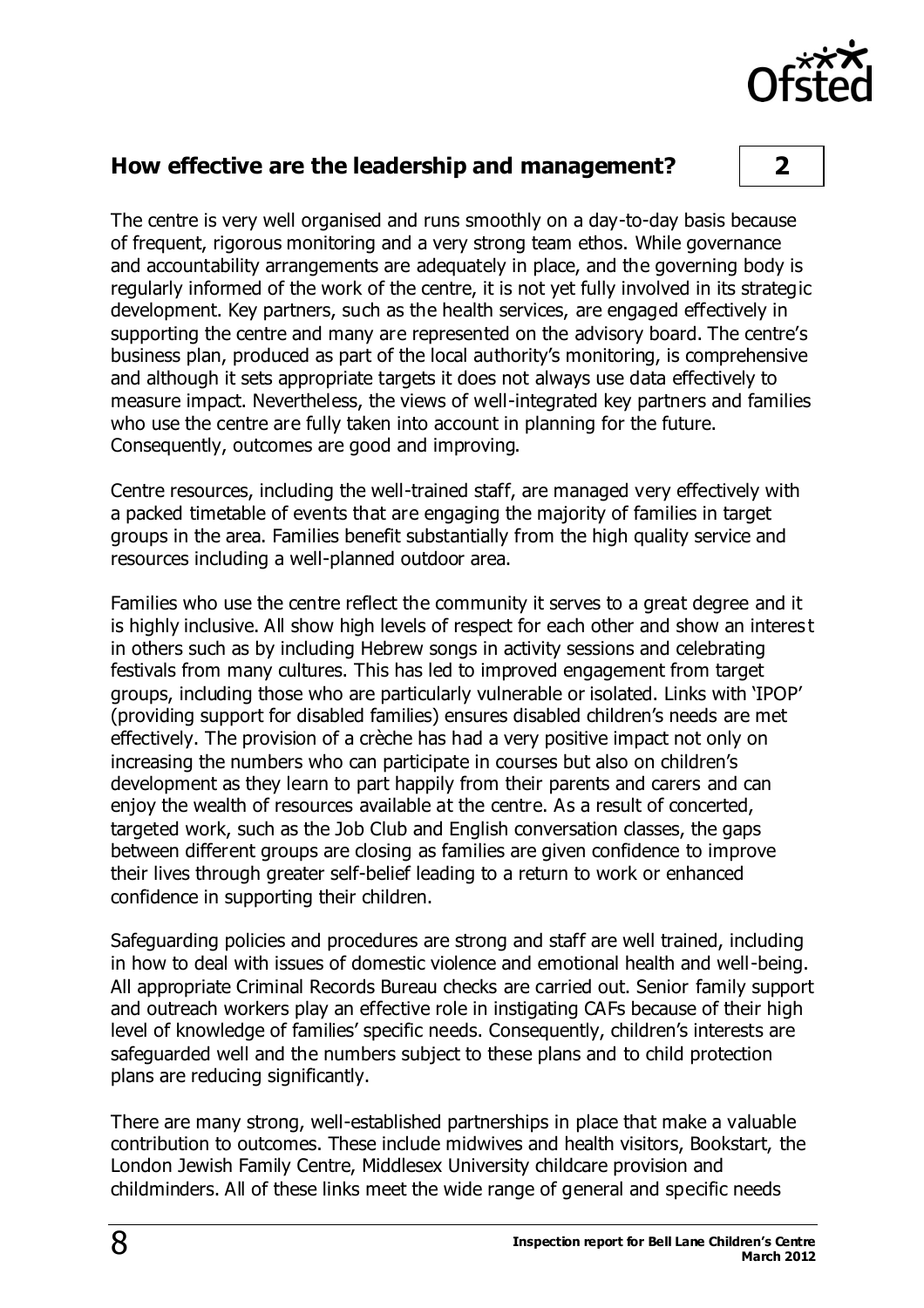## How effective are the leadership and management? 2

The centre is very well organised and runs smoothly on a day-to-day basis because of frequent, rigorous monitoring and a very strong team ethos. While governance and accountability arrangements are adequately in place, and the governing body is regularly informed of the work of the centre, it is not yet fully involved in its strategic development. Key partners, such as the health services, are engaged effectively in supporting the centre and many are represented on the advisory board. The centre's business plan, produced as part of the local authority's monitoring, is comprehensive and although it sets appropriate targets it does not always use data effectively to measure impact. Nevertheless, the views of well-integrated key partners and families who use the centre are fully taken into account in planning for the future. Consequently, outcomes are good and improving.

Centre resources, including the well-trained staff, are managed very effectively with a packed timetable of events that are engaging the majority of families in target groups in the area. Families benefit substantially from the high quality service and resources including a well-planned outdoor area.

Families who use the centre reflect the community it serves to a great degree and it is highly inclusive. All show high levels of respect for each other and show an interest in others such as by including Hebrew songs in activity sessions and celebrating festivals from many cultures. This has led to improved engagement from target groups, including those who are particularly vulnerable or isolated. Links with 'IPOP' (providing support for disabled families) ensures disabled children's needs are met effectively. The provision of a crèche has had a very positive impact not only on increasing the numbers who can participate in courses but also on children's development as they learn to part happily from their parents and carers and can enjoy the wealth of resources available at the centre. As a result of concerted, targeted work, such as the Job Club and English conversation classes, the gaps between different groups are closing as families are given confidence to improve their lives through greater self-belief leading to a return to work or enhanced confidence in supporting their children.

Safeguarding policies and procedures are strong and staff are well trained, including in how to deal with issues of domestic violence and emotional health and well-being. All appropriate Criminal Records Bureau checks are carried out. Senior family support and outreach workers play an effective role in instigating CAFs because of their high level of knowledge of families' specific needs. Consequently, children's interests are safeguarded well and the numbers subject to these plans and to child protection plans are reducing significantly.

There are many strong, well-established partnerships in place that make a valuable contribution to outcomes. These include midwives and health visitors, Bookstart, the London Jewish Family Centre, Middlesex University childcare provision and childminders. All of these links meet the wide range of general and specific needs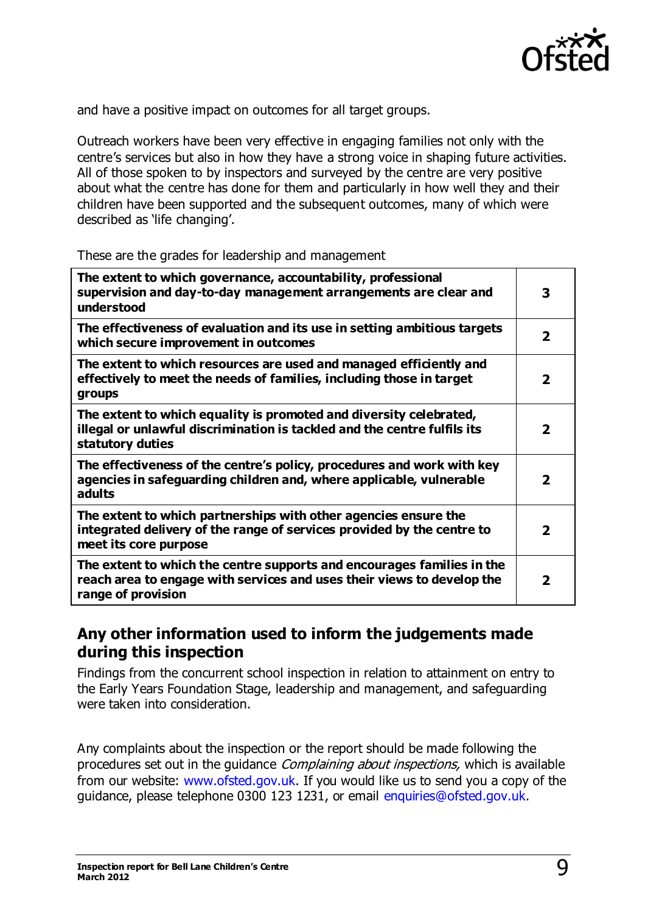and have a positive impact on outcomes for all target groups.

Outreach workers have been very effective in engaging families not only with the centre's services but also in how they have a strong voice in shaping future activities. All of those spoken to by inspectors and surveyed by the centre are very positive about what the centre has done for them and particularly in how well they and their children have been supported and the subsequent outcomes, many of which were described as 'life changing'.

These are the grades for leadership and management

| | |
|---|---|
| **The extent to which governance, accountability, professional supervision and day-to-day management arrangements are clear and understood** | **3** |
| **The effectiveness of evaluation and its use in setting ambitious targets which secure improvement in outcomes** | **2** |
| **The extent to which resources are used and managed efficiently and effectively to meet the needs of families, including those in target groups** | **2** |
| **The extent to which equality is promoted and diversity celebrated, illegal or unlawful discrimination is tackled and the centre fulfils its statutory duties** | **2** |
| **The effectiveness of the centre's policy, procedures and work with key agencies in safeguarding children and, where applicable, vulnerable adults** | **2** |
| **The extent to which partnerships with other agencies ensure the integrated delivery of the range of services provided by the centre to meet its core purpose** | **2** |
| **The extent to which the centre supports and encourages families in the reach area to engage with services and uses their views to develop the range of provision** | **2** |

## Any other information used to inform the judgements made during this inspection

Findings from the concurrent school inspection in relation to attainment on entry to the Early Years Foundation Stage, leadership and management, and safeguarding were taken into consideration.

Any complaints about the inspection or the report should be made following the procedures set out in the guidance *Complaining about inspections,* which is available from our website: www.ofsted.gov.uk. If you would like us to send you a copy of the guidance, please telephone 0300 123 1231, or email enquiries@ofsted.gov.uk.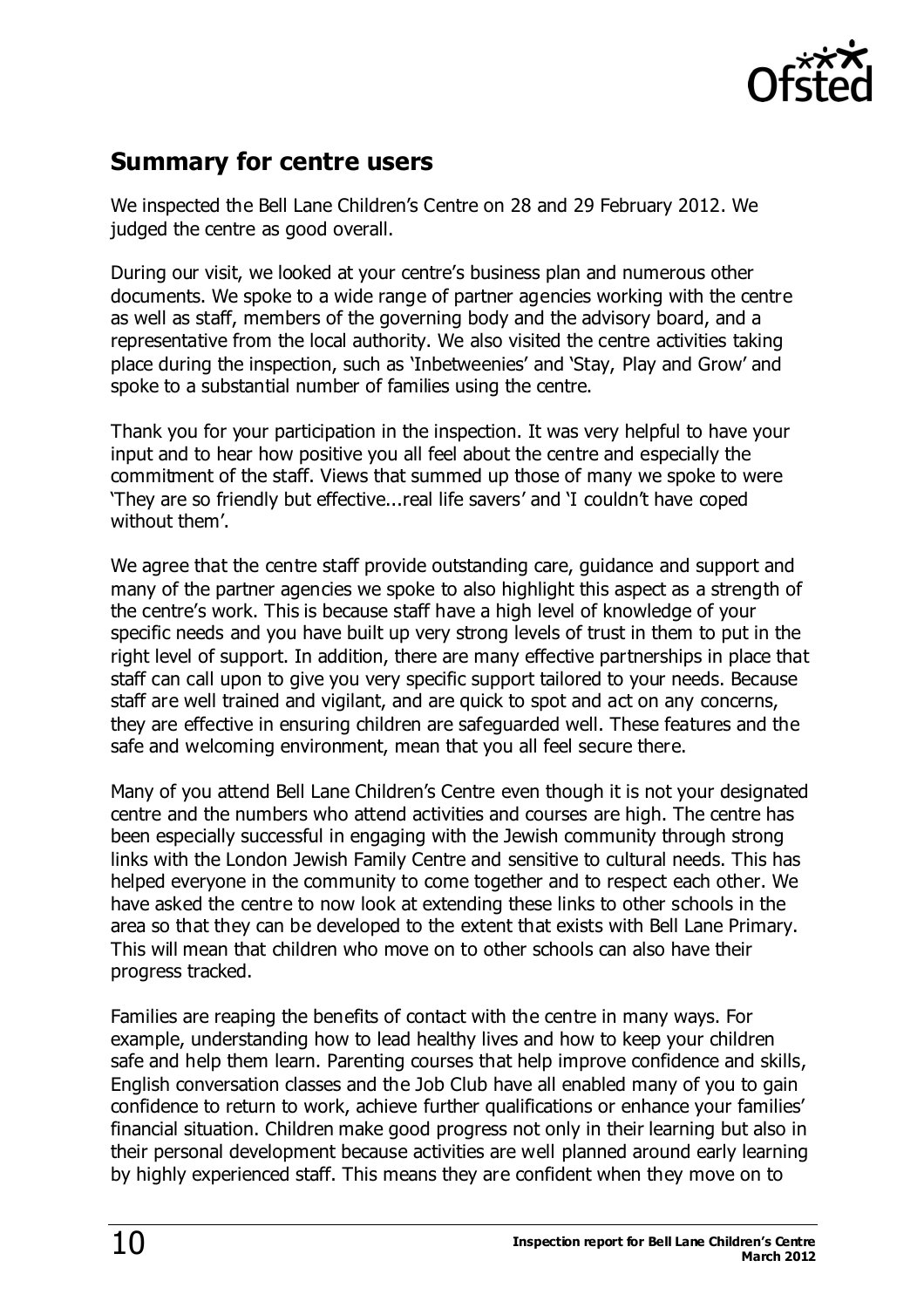## Summary for centre users

We inspected the Bell Lane Children's Centre on 28 and 29 February 2012. We judged the centre as good overall.

During our visit, we looked at your centre's business plan and numerous other documents. We spoke to a wide range of partner agencies working with the centre as well as staff, members of the governing body and the advisory board, and a representative from the local authority. We also visited the centre activities taking place during the inspection, such as 'Inbetweenies' and 'Stay, Play and Grow' and spoke to a substantial number of families using the centre.

Thank you for your participation in the inspection. It was very helpful to have your input and to hear how positive you all feel about the centre and especially the commitment of the staff. Views that summed up those of many we spoke to were 'They are so friendly but effective...real life savers' and 'I couldn't have coped without them'.

We agree that the centre staff provide outstanding care, guidance and support and many of the partner agencies we spoke to also highlight this aspect as a strength of the centre's work. This is because staff have a high level of knowledge of your specific needs and you have built up very strong levels of trust in them to put in the right level of support. In addition, there are many effective partnerships in place that staff can call upon to give you very specific support tailored to your needs. Because staff are well trained and vigilant, and are quick to spot and act on any concerns, they are effective in ensuring children are safeguarded well. These features and the safe and welcoming environment, mean that you all feel secure there.

Many of you attend Bell Lane Children's Centre even though it is not your designated centre and the numbers who attend activities and courses are high. The centre has been especially successful in engaging with the Jewish community through strong links with the London Jewish Family Centre and sensitive to cultural needs. This has helped everyone in the community to come together and to respect each other. We have asked the centre to now look at extending these links to other schools in the area so that they can be developed to the extent that exists with Bell Lane Primary. This will mean that children who move on to other schools can also have their progress tracked.

Families are reaping the benefits of contact with the centre in many ways. For example, understanding how to lead healthy lives and how to keep your children safe and help them learn. Parenting courses that help improve confidence and skills, English conversation classes and the Job Club have all enabled many of you to gain confidence to return to work, achieve further qualifications or enhance your families' financial situation. Children make good progress not only in their learning but also in their personal development because activities are well planned around early learning by highly experienced staff. This means they are confident when they move on to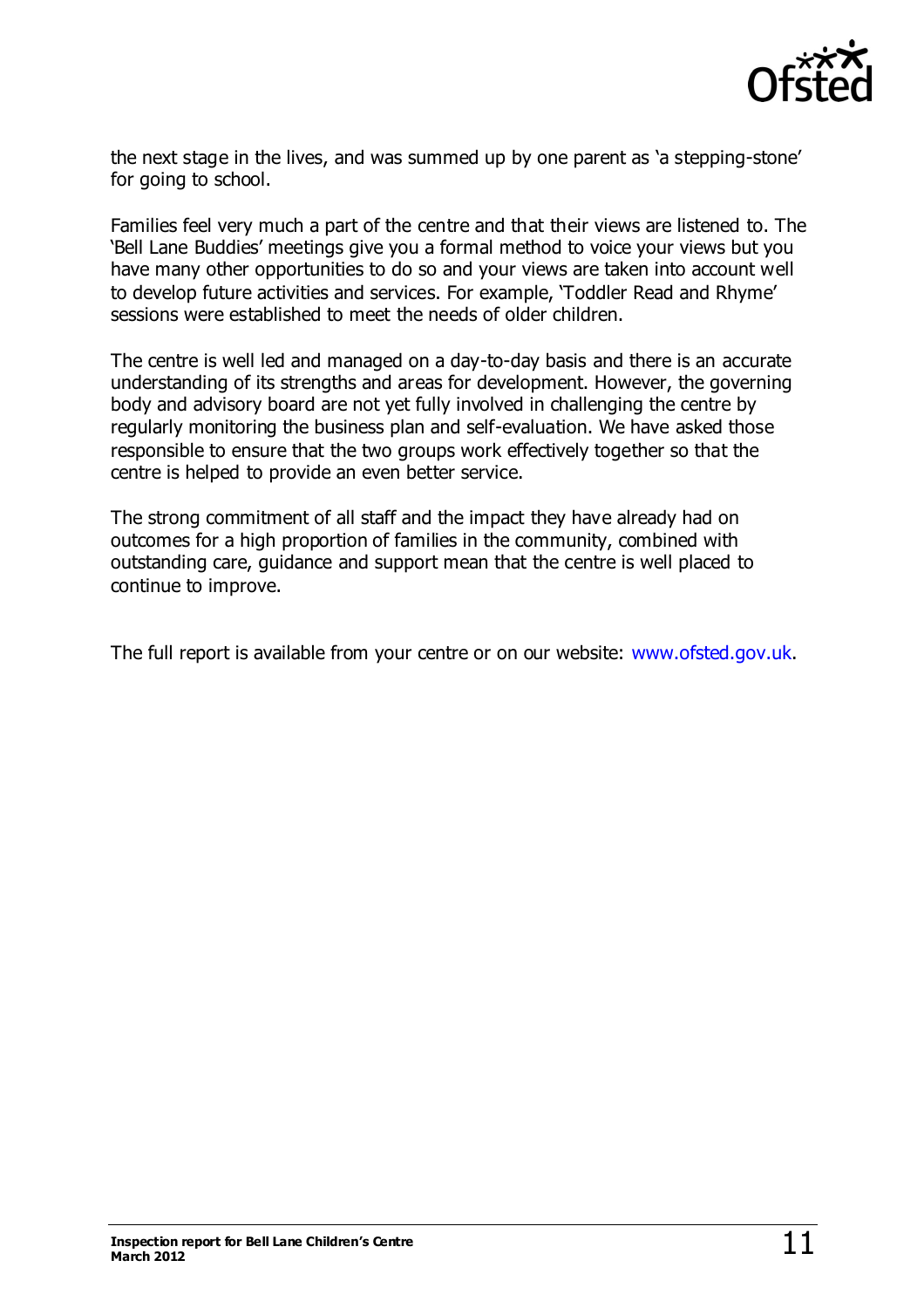the next stage in the lives, and was summed up by one parent as 'a stepping-stone' for going to school.

Families feel very much a part of the centre and that their views are listened to. The 'Bell Lane Buddies' meetings give you a formal method to voice your views but you have many other opportunities to do so and your views are taken into account well to develop future activities and services. For example, 'Toddler Read and Rhyme' sessions were established to meet the needs of older children.

The centre is well led and managed on a day-to-day basis and there is an accurate understanding of its strengths and areas for development. However, the governing body and advisory board are not yet fully involved in challenging the centre by regularly monitoring the business plan and self-evaluation. We have asked those responsible to ensure that the two groups work effectively together so that the centre is helped to provide an even better service.

The strong commitment of all staff and the impact they have already had on outcomes for a high proportion of families in the community, combined with outstanding care, guidance and support mean that the centre is well placed to continue to improve.

The full report is available from your centre or on our website: www.ofsted.gov.uk.